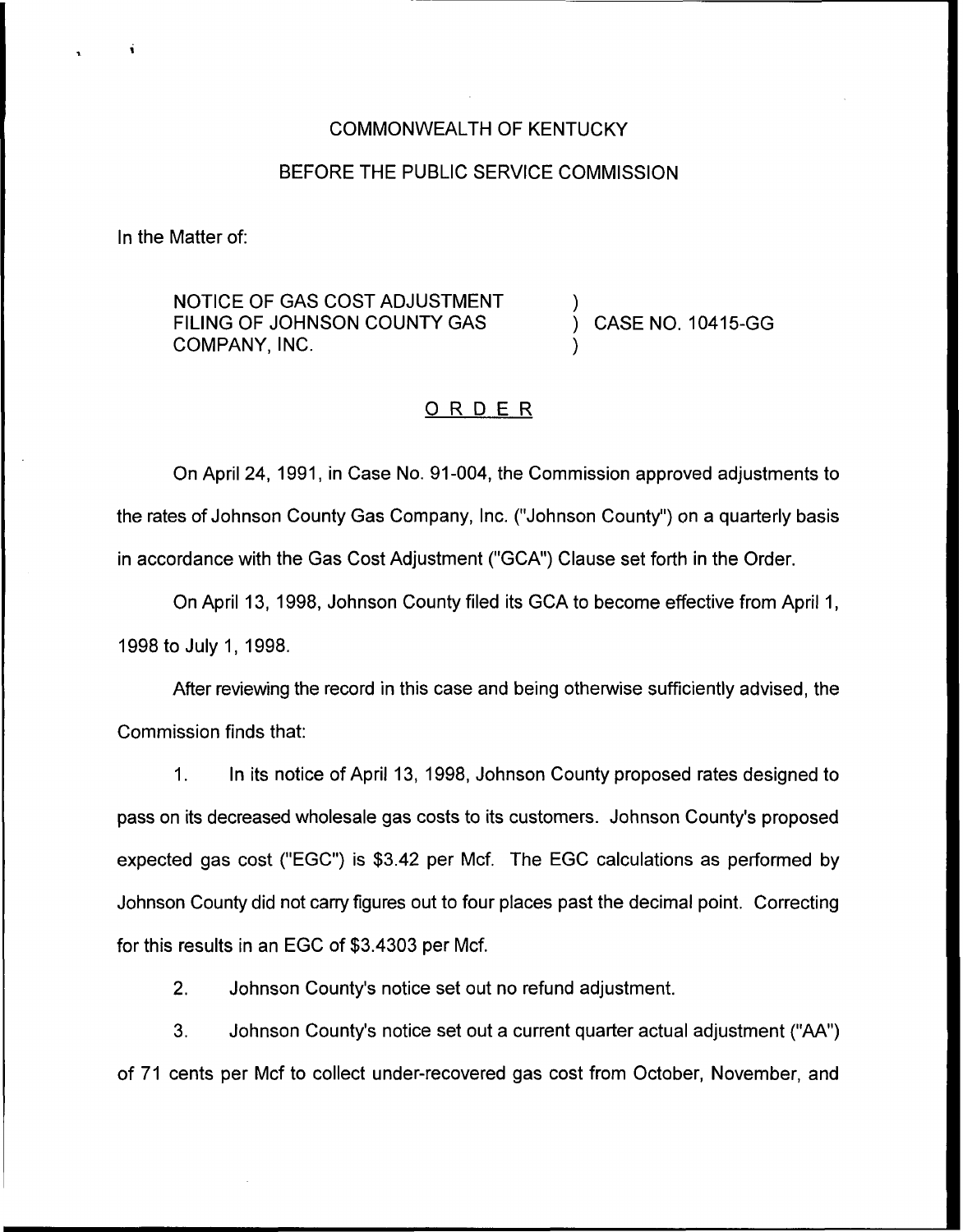COMMONWEALTH OF KENTUCKY

BEFORE THE PUBLIC SERVICE COMMISSION

In the Matter of:

NOTICE OF GAS COST ADJUSTMENT FILING OF JOHNSON COUNTY GAS COMPANY, INC. ) CASE NO. 10415-GG

## O R D E R

On April 24, 1991, in Case No. 91-004, the Commission approved adjustments to the rates of Johnson County Gas Company, Inc. ("Johnson County") on a quarterly basis in accordance with the Gas Cost Adjustment ("GCA") Clause set forth in the Order.

On April 13, 1998, Johnson County filed its GCA to become effective from April 1, 1998 to July 1, 1998.

After reviewing the record in this case and being otherwise sufficiently advised, the Commission finds that:

1. In its notice of April 13, 1998, Johnson County proposed rates designed to pass on its decreased wholesale gas costs to its customers. Johnson County's proposed expected gas cost ("EGC") is $3.42 per Mcf. The EGC calculations as performed by Johnson County did not carry figures out to four places past the decimal point. Correcting for this results in an EGC of $3.4303 per Mcf.

2. Johnson County's notice set out no refund adjustment.

3. Johnson County's notice set out a current quarter actual adjustment ("AA") of 71 cents per Mcf to collect under-recovered gas cost from October, November, and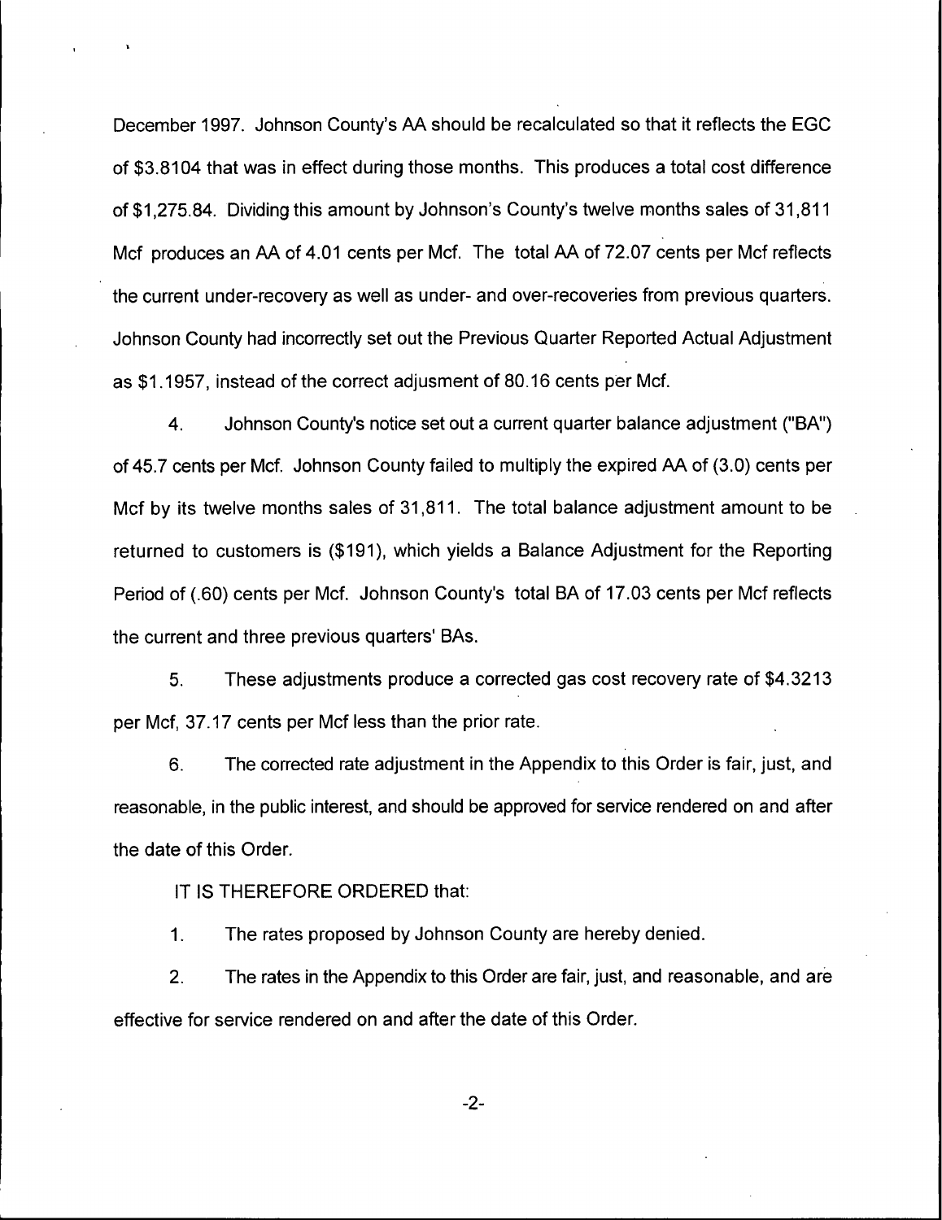December 1997. Johnson County's AA should be recalculated so that it reflects the EGC of $3.8104 that was in effect during those months. This produces a total cost difference of $1,275.84. Dividing this amount by Johnson's County's twelve months sales of 31,811 Mcf produces an AA of 4.01 cents per Mcf. The total AA of 72.07 cents per Mcf reflects the current under-recovery as well as under- and over-recoveries from previous quarters. Johnson County had incorrectly set out the Previous Quarter Reported Actual Adjustment as $1.1957, instead of the correct adjusment of 80.16 cents per Mcf.

4. Johnson County's notice set out a current quarter balance adjustment ("BA") of 45.7 cents per Mcf. Johnson County failed to multiply the expired AA of (3.0) cents per Mcf by its twelve months sales of 31,811. The total balance adjustment amount to be returned to customers is ($191), which yields a Balance Adjustment for the Reporting Period of (.60) cents per Mcf. Johnson County's total BA of 17.03 cents per Mcf reflects the current and three previous quarters' BAs.

5. These adjustments produce a corrected gas cost recovery rate of $4.3213 per Mcf, 37.17 cents per Mcf less than the prior rate.

6. The corrected rate adjustment in the Appendix to this Order is fair, just, and reasonable, in the public interest, and should be approved for service rendered on and after the date of this Order.

IT IS THEREFORE ORDERED that:

1. The rates proposed by Johnson County are hereby denied.

2. The rates in the Appendix to this Order are fair, just, and reasonable, and are effective for service rendered on and after the date of this Order.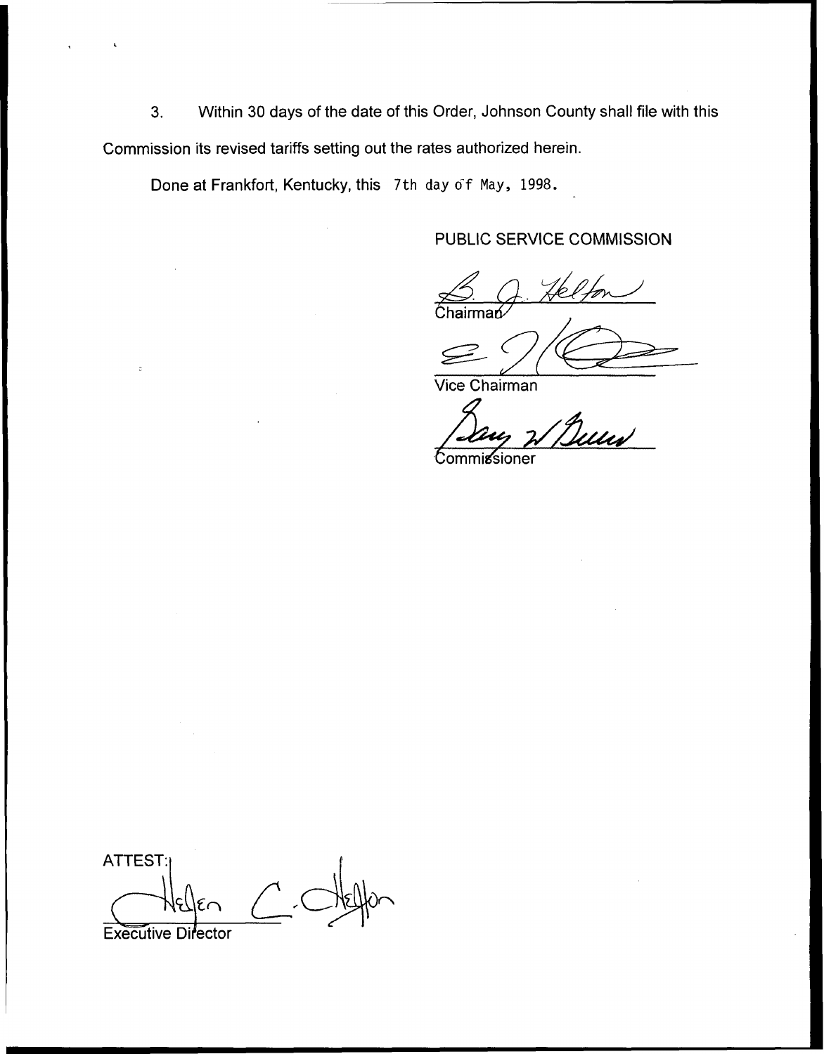3. Within 30 days of the date of this Order, Johnson County shall file with this Commission its revised tariffs setting out the rates authorized herein.

Done at Frankfort, Kentucky, this 7th day of May, 1998.

PUBLIC SERVICE COMMISSION

Chairman

Vice Chairman

Commissioner

ATTEST:

Executive Director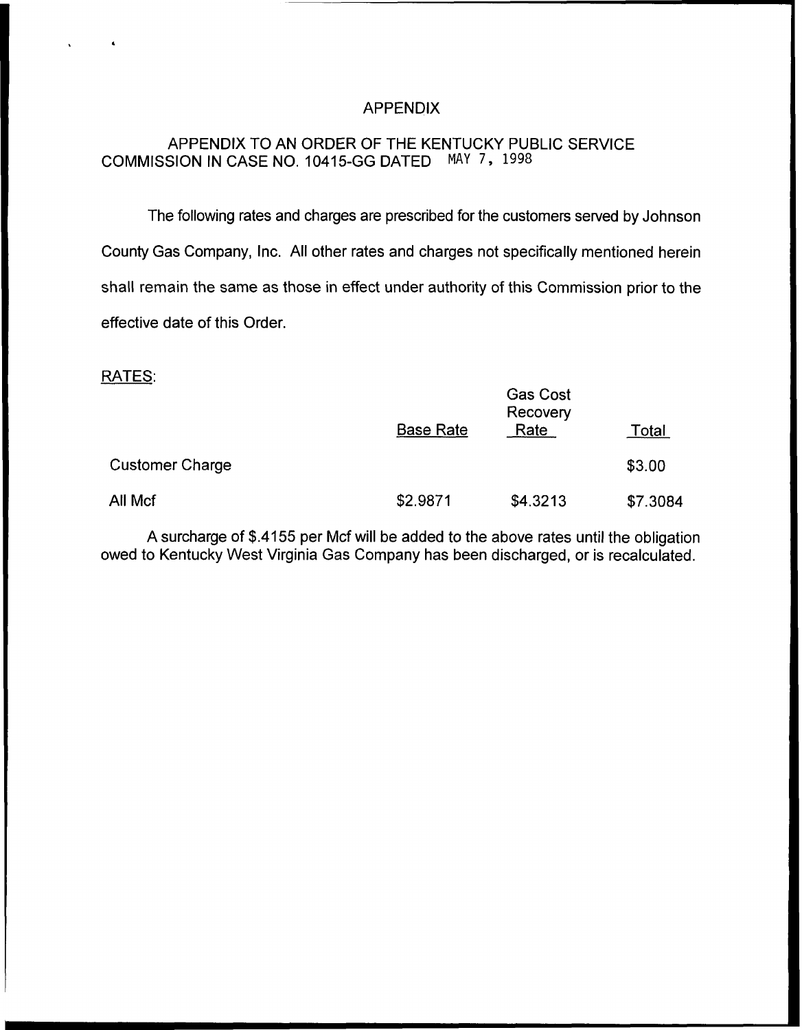# APPENDIX

APPENDIX TO AN ORDER OF THE KENTUCKY PUBLIC SERVICE COMMISSION IN CASE NO. 10415-GG DATED MAY 7, 1998

The following rates and charges are prescribed for the customers served by Johnson County Gas Company, Inc. All other rates and charges not specifically mentioned herein shall remain the same as those in effect under authority of this Commission prior to the effective date of this Order.

RATES:

| | Base Rate | Gas Cost Recovery Rate | Total |
|---|---|---|---|
| Customer Charge | | | $3.00 |
| All Mcf | $2.9871 | $4.3213 | $7.3084 |

A surcharge of $.4155 per Mcf will be added to the above rates until the obligation owed to Kentucky West Virginia Gas Company has been discharged, or is recalculated.